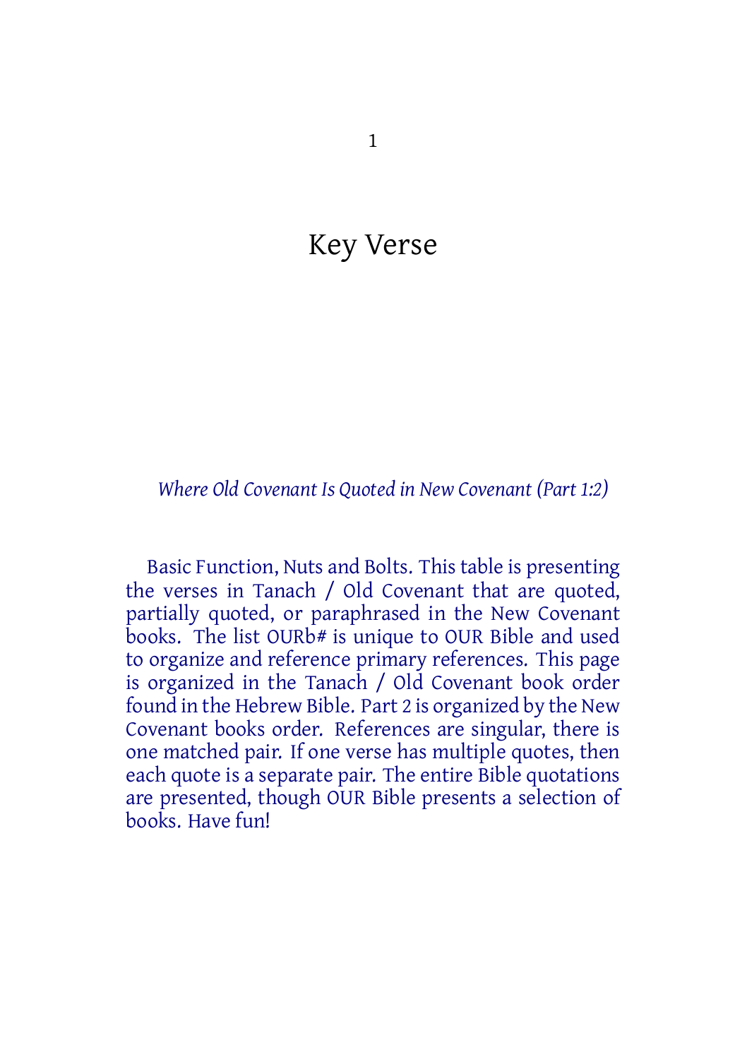# Key Verse

*Where Old Covenant Is Quoted in New Covenant (Part 1:2)*

Basic Function, Nuts and Bolts. This table is presenting the verses in Tanach / Old Covenant that are quoted, partially quoted, or paraphrased in the New Covenant books. The list OURb# is unique to OUR Bible and used to organize and reference primary references. This page is organized in the Tanach / Old Covenant book order found in the Hebrew Bible. Part 2 is organized by the New Covenant books order. References are singular, there is one matched pair. If one verse has multiple quotes, then each quote is a separate pair. The entire Bible quotations are presented, though OUR Bible presents a selection of books. Have fun!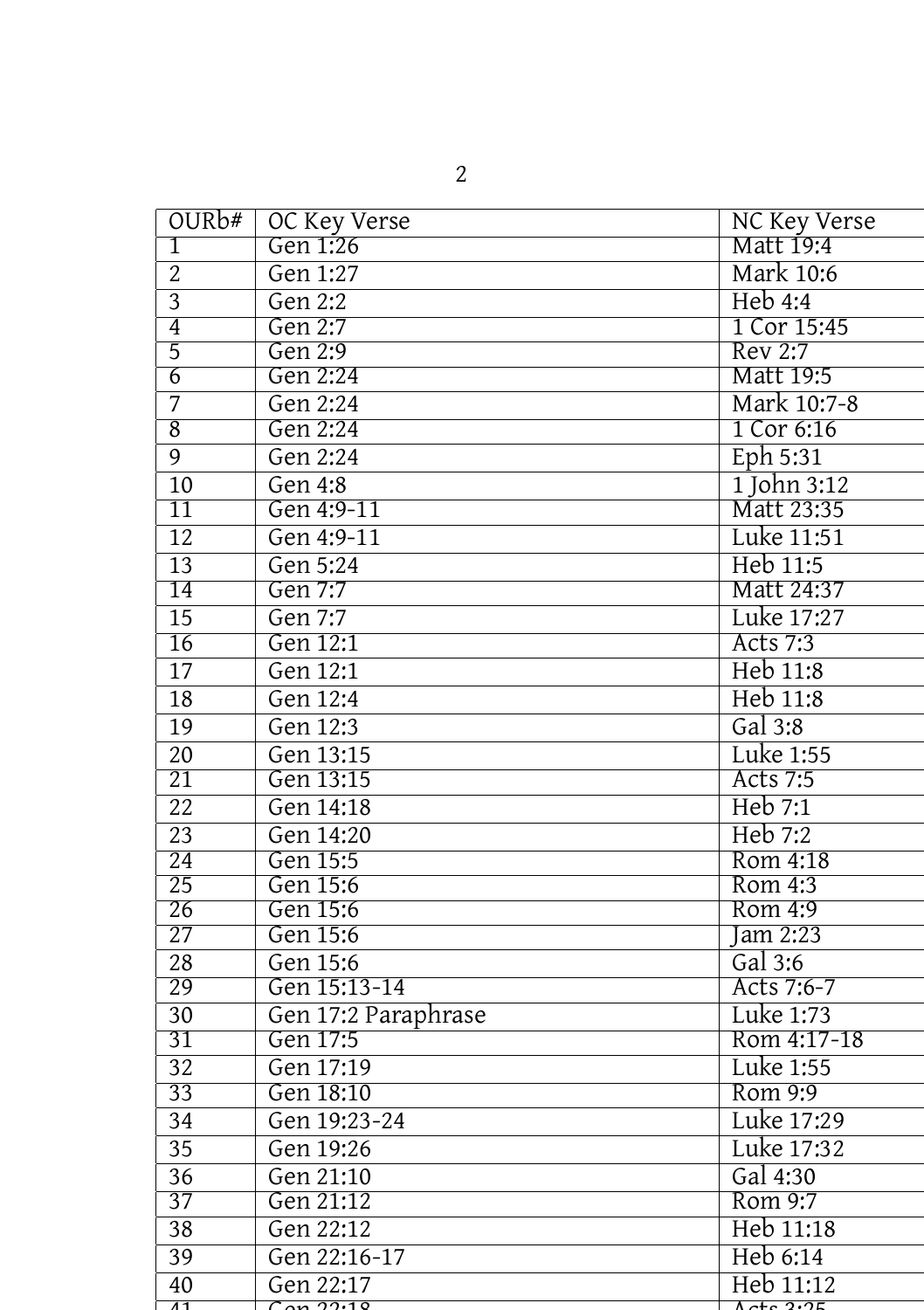| OURb# | OC Key Verse | NC Key Verse |
| --- | --- | --- |
| 1 | Gen 1:26 | Matt 19:4 |
| 2 | Gen 1:27 | Mark 10:6 |
| 3 | Gen 2:2 | Heb 4:4 |
| 4 | Gen 2:7 | 1 Cor 15:45 |
| 5 | Gen 2:9 | Rev 2:7 |
| 6 | Gen 2:24 | Matt 19:5 |
| 7 | Gen 2:24 | Mark 10:7-8 |
| 8 | Gen 2:24 | 1 Cor 6:16 |
| 9 | Gen 2:24 | Eph 5:31 |
| 10 | Gen 4:8 | 1 John 3:12 |
| 11 | Gen 4:9-11 | Matt 23:35 |
| 12 | Gen 4:9-11 | Luke 11:51 |
| 13 | Gen 5:24 | Heb 11:5 |
| 14 | Gen 7:7 | Matt 24:37 |
| 15 | Gen 7:7 | Luke 17:27 |
| 16 | Gen 12:1 | Acts 7:3 |
| 17 | Gen 12:1 | Heb 11:8 |
| 18 | Gen 12:4 | Heb 11:8 |
| 19 | Gen 12:3 | Gal 3:8 |
| 20 | Gen 13:15 | Luke 1:55 |
| 21 | Gen 13:15 | Acts 7:5 |
| 22 | Gen 14:18 | Heb 7:1 |
| 23 | Gen 14:20 | Heb 7:2 |
| 24 | Gen 15:5 | Rom 4:18 |
| 25 | Gen 15:6 | Rom 4:3 |
| 26 | Gen 15:6 | Rom 4:9 |
| 27 | Gen 15:6 | Jam 2:23 |
| 28 | Gen 15:6 | Gal 3:6 |
| 29 | Gen 15:13-14 | Acts 7:6-7 |
| 30 | Gen 17:2 Paraphrase | Luke 1:73 |
| 31 | Gen 17:5 | Rom 4:17-18 |
| 32 | Gen 17:19 | Luke 1:55 |
| 33 | Gen 18:10 | Rom 9:9 |
| 34 | Gen 19:23-24 | Luke 17:29 |
| 35 | Gen 19:26 | Luke 17:32 |
| 36 | Gen 21:10 | Gal 4:30 |
| 37 | Gen 21:12 | Rom 9:7 |
| 38 | Gen 22:12 | Heb 11:18 |
| 39 | Gen 22:16-17 | Heb 6:14 |
| 40 | Gen 22:17 | Heb 11:12 |
| 41 | Gen 22:18 | Acts 3:25 |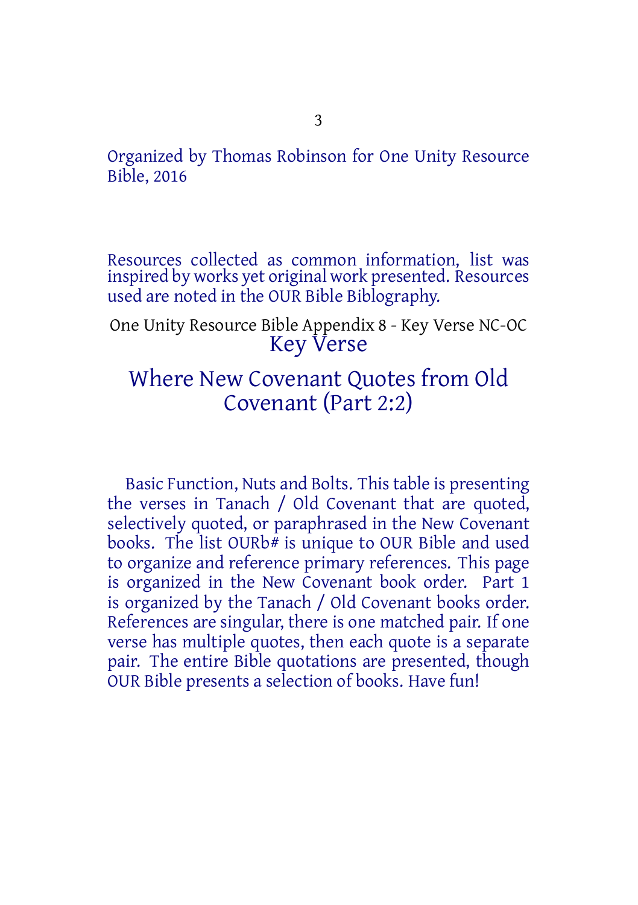Organized by Thomas Robinson for One Unity Resource Bible, 2016

Resources collected as common information, list was inspired by works yet original work presented. Resources used are noted in the OUR Bible Biblography.

One Unity Resource Bible Appendix 8 - Key Verse NC-OC

# Key Verse

## Where New Covenant Quotes from Old Covenant (Part 2:2)

Basic Function, Nuts and Bolts. This table is presenting the verses in Tanach / Old Covenant that are quoted, selectively quoted, or paraphrased in the New Covenant books. The list OURb# is unique to OUR Bible and used to organize and reference primary references. This page is organized in the New Covenant book order. Part 1 is organized by the Tanach / Old Covenant books order. References are singular, there is one matched pair. If one verse has multiple quotes, then each quote is a separate pair. The entire Bible quotations are presented, though OUR Bible presents a selection of books. Have fun!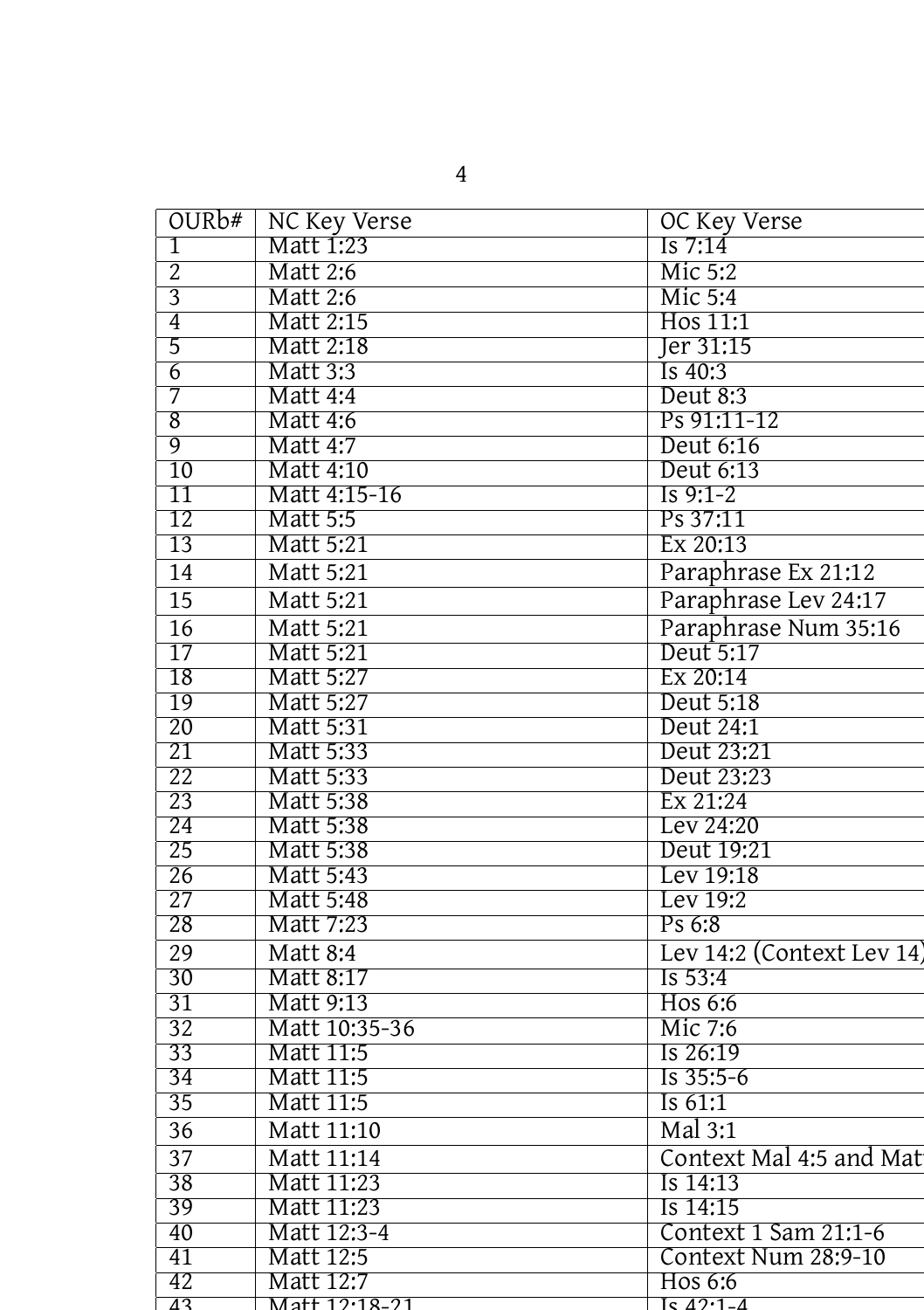| OURb# | NC Key Verse | OC Key Verse |
|---|---|---|
| 1 | Matt 1:23 | Is 7:14 |
| 2 | Matt 2:6 | Mic 5:2 |
| 3 | Matt 2:6 | Mic 5:4 |
| 4 | Matt 2:15 | Hos 11:1 |
| 5 | Matt 2:18 | Jer 31:15 |
| 6 | Matt 3:3 | Is 40:3 |
| 7 | Matt 4:4 | Deut 8:3 |
| 8 | Matt 4:6 | Ps 91:11-12 |
| 9 | Matt 4:7 | Deut 6:16 |
| 10 | Matt 4:10 | Deut 6:13 |
| 11 | Matt 4:15-16 | Is 9:1-2 |
| 12 | Matt 5:5 | Ps 37:11 |
| 13 | Matt 5:21 | Ex 20:13 |
| 14 | Matt 5:21 | Paraphrase Ex 21:12 |
| 15 | Matt 5:21 | Paraphrase Lev 24:17 |
| 16 | Matt 5:21 | Paraphrase Num 35:16 |
| 17 | Matt 5:21 | Deut 5:17 |
| 18 | Matt 5:27 | Ex 20:14 |
| 19 | Matt 5:27 | Deut 5:18 |
| 20 | Matt 5:31 | Deut 24:1 |
| 21 | Matt 5:33 | Deut 23:21 |
| 22 | Matt 5:33 | Deut 23:23 |
| 23 | Matt 5:38 | Ex 21:24 |
| 24 | Matt 5:38 | Lev 24:20 |
| 25 | Matt 5:38 | Deut 19:21 |
| 26 | Matt 5:43 | Lev 19:18 |
| 27 | Matt 5:48 | Lev 19:2 |
| 28 | Matt 7:23 | Ps 6:8 |
| 29 | Matt 8:4 | Lev 14:2 (Context Lev 14) |
| 30 | Matt 8:17 | Is 53:4 |
| 31 | Matt 9:13 | Hos 6:6 |
| 32 | Matt 10:35-36 | Mic 7:6 |
| 33 | Matt 11:5 | Is 26:19 |
| 34 | Matt 11:5 | Is 35:5-6 |
| 35 | Matt 11:5 | Is 61:1 |
| 36 | Matt 11:10 | Mal 3:1 |
| 37 | Matt 11:14 | Context Mal 4:5 and Mat |
| 38 | Matt 11:23 | Is 14:13 |
| 39 | Matt 11:23 | Is 14:15 |
| 40 | Matt 12:3-4 | Context 1 Sam 21:1-6 |
| 41 | Matt 12:5 | Context Num 28:9-10 |
| 42 | Matt 12:7 | Hos 6:6 |
| 43 | Matt 12:18-21 | Is 42:1-4 |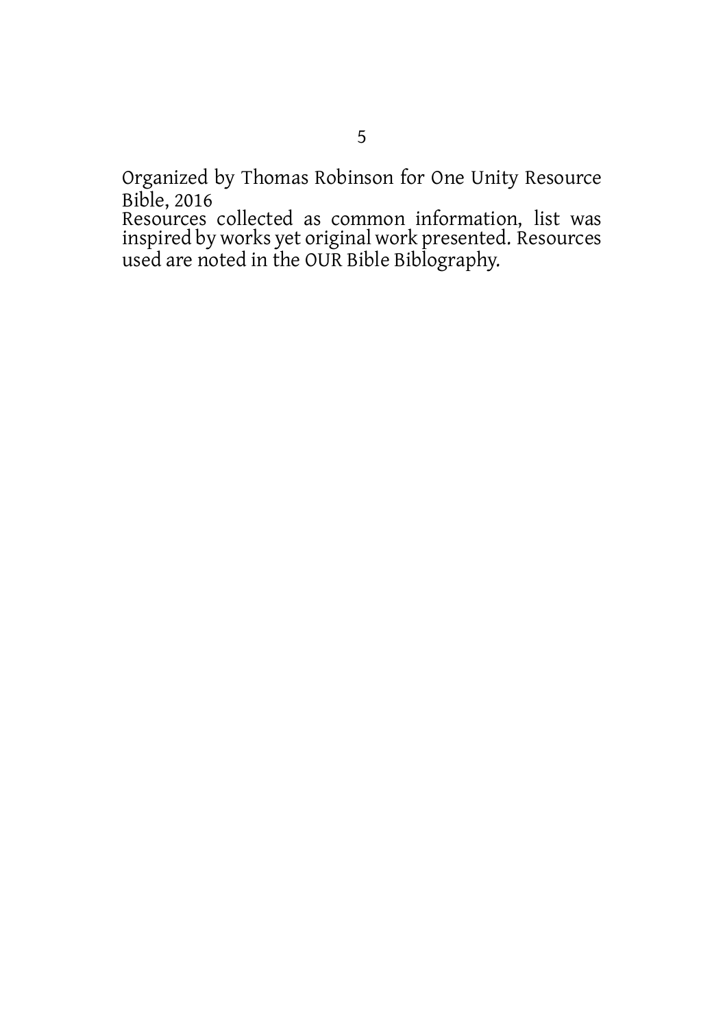Organized by Thomas Robinson for One Unity Resource Bible, 2016
Resources collected as common information, list was inspired by works yet original work presented. Resources used are noted in the OUR Bible Biblography.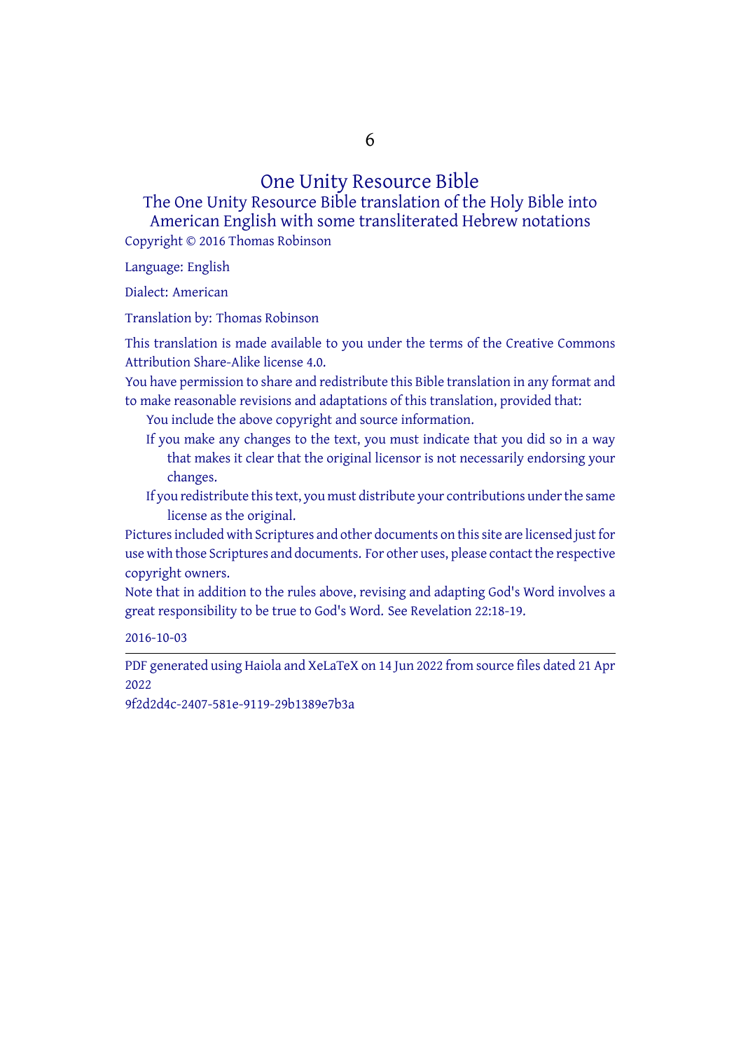# One Unity Resource Bible

## The One Unity Resource Bible translation of the Holy Bible into American English with some transliterated Hebrew notations

Copyright © 2016 Thomas Robinson

Language: English

Dialect: American

Translation by: Thomas Robinson

This translation is made available to you under the terms of the Creative Commons Attribution Share-Alike license 4.0.

You have permission to share and redistribute this Bible translation in any format and to make reasonable revisions and adaptations of this translation, provided that:

- You include the above copyright and source information.
- If you make any changes to the text, you must indicate that you did so in a way that makes it clear that the original licensor is not necessarily endorsing your changes.
- If you redistribute this text, you must distribute your contributions under the same license as the original.

Pictures included with Scriptures and other documents on this site are licensed just for use with those Scriptures and documents. For other uses, please contact the respective copyright owners.

Note that in addition to the rules above, revising and adapting God's Word involves a great responsibility to be true to God's Word. See Revelation 22:18-19.

2016-10-03

---

PDF generated using Haiola and XeLaTeX on 14 Jun 2022 from source files dated 21 Apr 2022

9f2d2d4c-2407-581e-9119-29b1389e7b3a